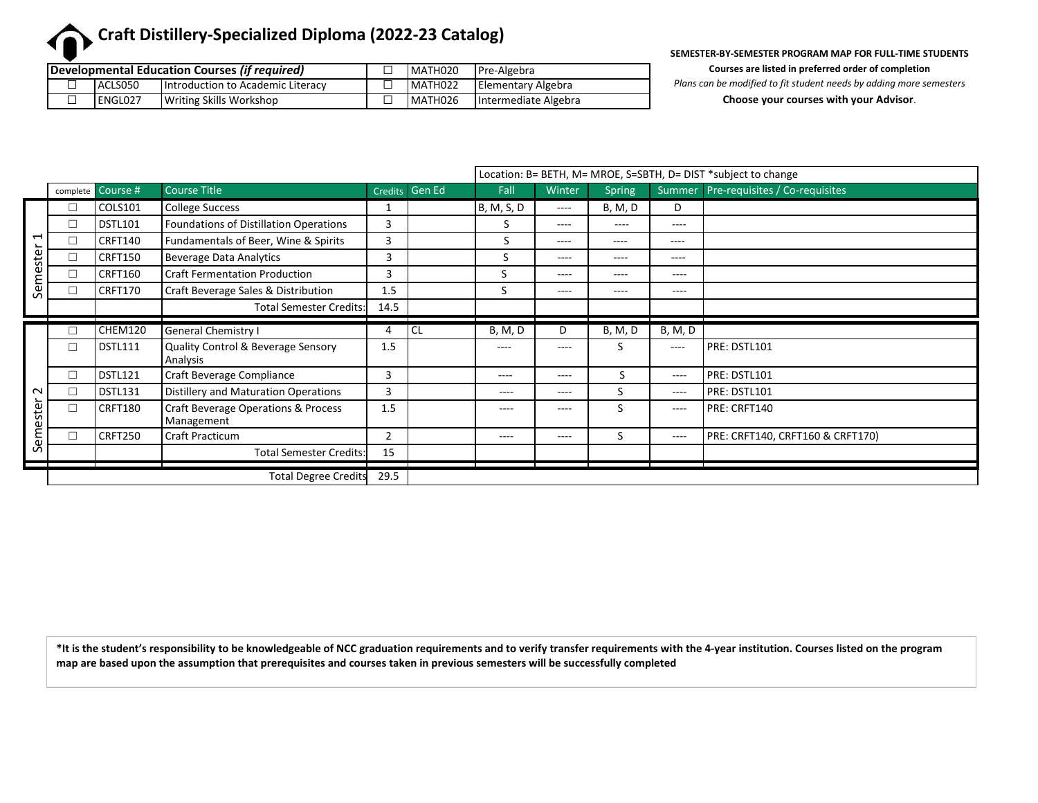# Craft Distillery-Specialized Diploma (2022-23 Catalog)

| Developmental Education Courses *(if required)* | | | | | |
|---|---|---|---|---|---|
| ☐ | ACLS050 | Introduction to Academic Literacy | ☐ | MATH020 | Pre-Algebra |
| ☐ | ENGL027 | Writing Skills Workshop | ☐ | MATH022 | Elementary Algebra |
| | | | ☐ | MATH026 | Intermediate Algebra |

**SEMESTER-BY-SEMESTER PROGRAM MAP FOR FULL-TIME STUDENTS**

**Courses are listed in preferred order of completion**

*Plans can be modified to fit student needs by adding more semesters*

**Choose your courses with your Advisor**.

| | | | | | | Location: B= BETH, M= MROE, S=SBTH, D= DIST *subject to change | | | | |
|---|---|---|---|---|---|---|---|---|---|---|
| | complete | Course # | Course Title | Credits | Gen Ed | Fall | Winter | Spring | Summer | Pre-requisites / Co-requisites |
| Semester 1 | ☐ | COLS101 | College Success | 1 | | B, M, S, D | ---- | B, M, D | D | |
| | ☐ | DSTL101 | Foundations of Distillation Operations | 3 | | S | ---- | ---- | ---- | |
| | ☐ | CRFT140 | Fundamentals of Beer, Wine & Spirits | 3 | | S | ---- | ---- | ---- | |
| | ☐ | CRFT150 | Beverage Data Analytics | 3 | | S | ---- | ---- | ---- | |
| | ☐ | CRFT160 | Craft Fermentation Production | 3 | | S | ---- | ---- | ---- | |
| | ☐ | CRFT170 | Craft Beverage Sales & Distribution | 1.5 | | S | ---- | ---- | ---- | |
| | | | Total Semester Credits: | 14.5 | | | | | | |
| Semester 2 | ☐ | CHEM120 | General Chemistry I | 4 | CL | B, M, D | D | B, M, D | B, M, D | |
| | ☐ | DSTL111 | Quality Control & Beverage Sensory Analysis | 1.5 | | ---- | ---- | S | ---- | PRE: DSTL101 |
| | ☐ | DSTL121 | Craft Beverage Compliance | 3 | | ---- | ---- | S | ---- | PRE: DSTL101 |
| | ☐ | DSTL131 | Distillery and Maturation Operations | 3 | | ---- | ---- | S | ---- | PRE: DSTL101 |
| | ☐ | CRFT180 | Craft Beverage Operations & Process Management | 1.5 | | ---- | ---- | S | ---- | PRE: CRFT140 |
| | ☐ | CRFT250 | Craft Practicum | 2 | | ---- | ---- | S | ---- | PRE: CRFT140, CRFT160 & CRFT170) |
| | | | Total Semester Credits: | 15 | | | | | | |
| | | | Total Degree Credits | 29.5 | | | | | | |

**\*It is the student's responsibility to be knowledgeable of NCC graduation requirements and to verify transfer requirements with the 4-year institution. Courses listed on the program map are based upon the assumption that prerequisites and courses taken in previous semesters will be successfully completed**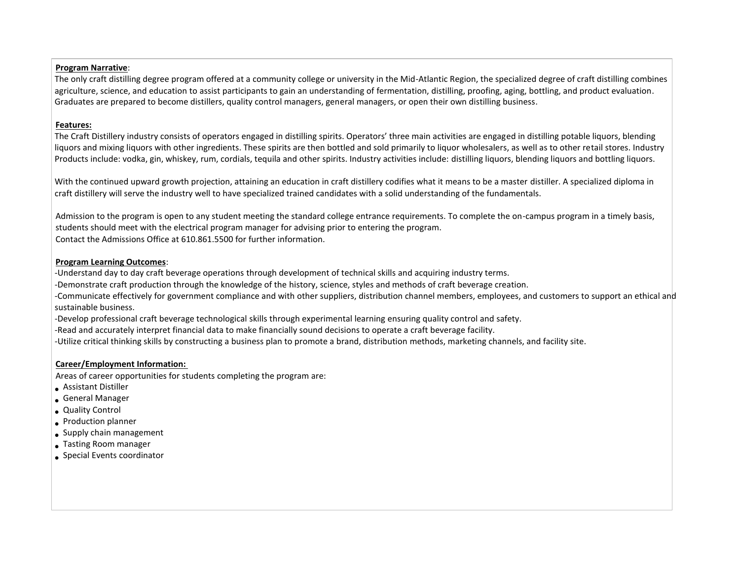**Program Narrative**:
The only craft distilling degree program offered at a community college or university in the Mid-Atlantic Region, the specialized degree of craft distilling combines agriculture, science, and education to assist participants to gain an understanding of fermentation, distilling, proofing, aging, bottling, and product evaluation. Graduates are prepared to become distillers, quality control managers, general managers, or open their own distilling business.

**Features:**
The Craft Distillery industry consists of operators engaged in distilling spirits. Operators' three main activities are engaged in distilling potable liquors, blending liquors and mixing liquors with other ingredients. These spirits are then bottled and sold primarily to liquor wholesalers, as well as to other retail stores. Industry Products include: vodka, gin, whiskey, rum, cordials, tequila and other spirits. Industry activities include: distilling liquors, blending liquors and bottling liquors.

With the continued upward growth projection, attaining an education in craft distillery codifies what it means to be a master distiller. A specialized diploma in craft distillery will serve the industry well to have specialized trained candidates with a solid understanding of the fundamentals.

Admission to the program is open to any student meeting the standard college entrance requirements. To complete the on-campus program in a timely basis, students should meet with the electrical program manager for advising prior to entering the program.
Contact the Admissions Office at 610.861.5500 for further information.

**Program Learning Outcomes**:
-Understand day to day craft beverage operations through development of technical skills and acquiring industry terms.
-Demonstrate craft production through the knowledge of the history, science, styles and methods of craft beverage creation.
-Communicate effectively for government compliance and with other suppliers, distribution channel members, employees, and customers to support an ethical and sustainable business.
-Develop professional craft beverage technological skills through experimental learning ensuring quality control and safety.
-Read and accurately interpret financial data to make financially sound decisions to operate a craft beverage facility.
-Utilize critical thinking skills by constructing a business plan to promote a brand, distribution methods, marketing channels, and facility site.

**Career/Employment Information:**
Areas of career opportunities for students completing the program are:
- Assistant Distiller
- General Manager
- Quality Control
- Production planner
- Supply chain management
- Tasting Room manager
- Special Events coordinator